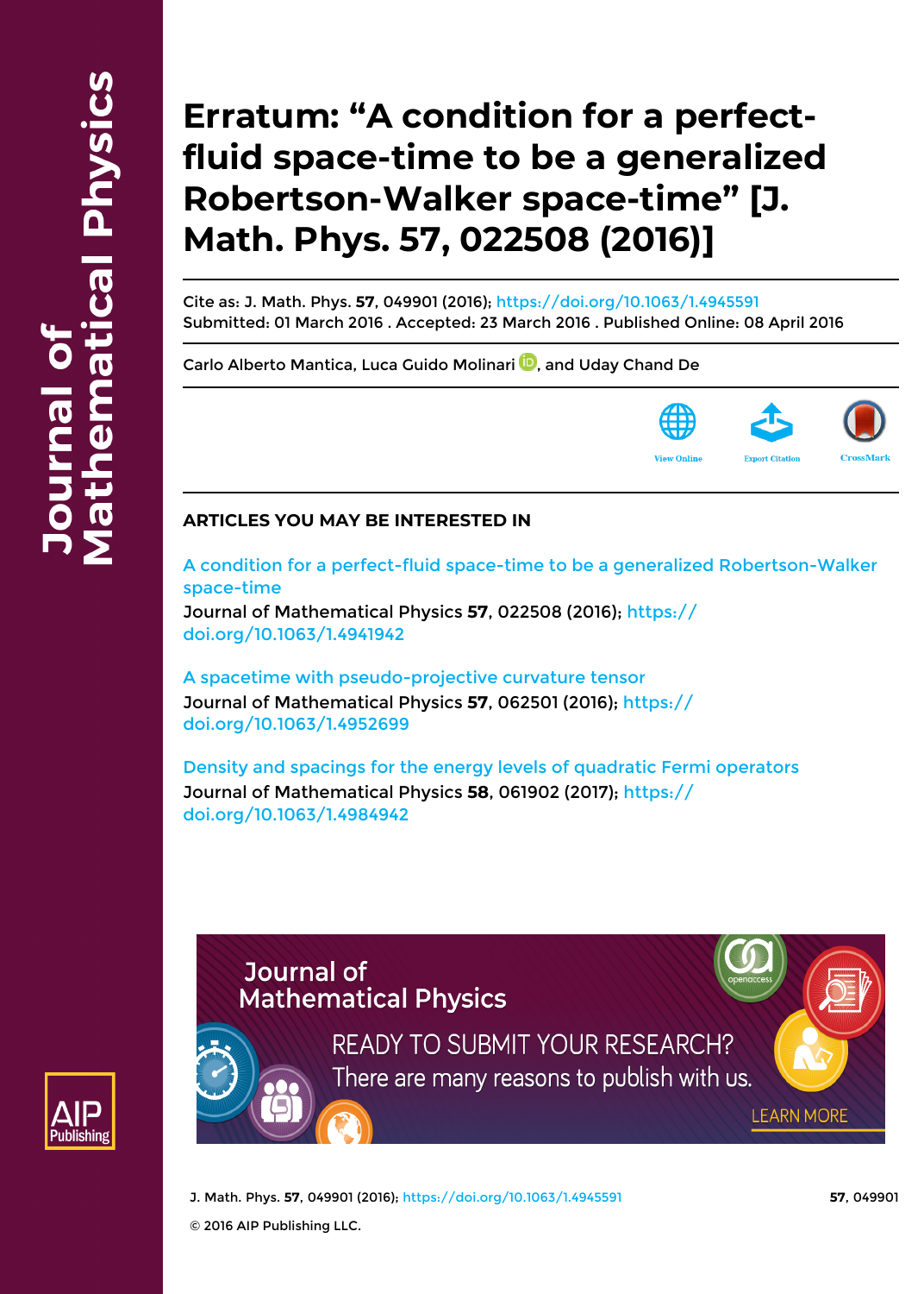# Erratum: "A condition for a perfect-fluid space-time to be a generalized Robertson-Walker space-time" [J. Math. Phys. 57, 022508 (2016)]

Cite as: J. Math. Phys. **57**, 049901 (2016); https://doi.org/10.1063/1.4945591
Submitted: 01 March 2016 . Accepted: 23 March 2016 . Published Online: 08 April 2016

Carlo Alberto Mantica, Luca Guido Molinari, and Uday Chand De

View Online | Export Citation | CrossMark

## ARTICLES YOU MAY BE INTERESTED IN

A condition for a perfect-fluid space-time to be a generalized Robertson-Walker space-time
Journal of Mathematical Physics **57**, 022508 (2016); https://doi.org/10.1063/1.4941942

A spacetime with pseudo-projective curvature tensor
Journal of Mathematical Physics **57**, 062501 (2016); https://doi.org/10.1063/1.4952699

Density and spacings for the energy levels of quadratic Fermi operators
Journal of Mathematical Physics **58**, 061902 (2017); https://doi.org/10.1063/1.4984942

© 2016 AIP Publishing LLC.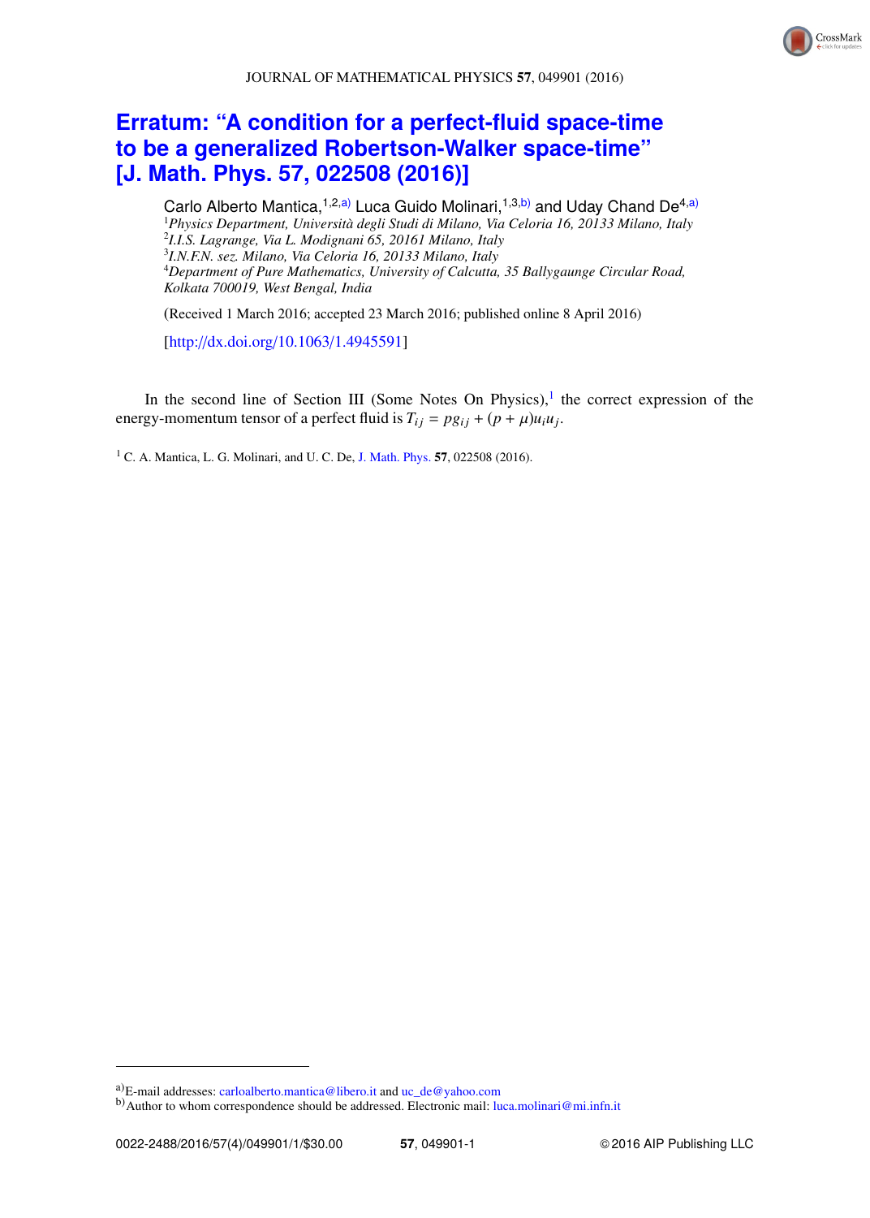# Erratum: "A condition for a perfect-fluid space-time to be a generalized Robertson-Walker space-time" [J. Math. Phys. 57, 022508 (2016)]

Carlo Alberto Mantica,[1,2,a)] Luca Guido Molinari,[1,3,b)] and Uday Chand De[4,a)]

[1]*Physics Department, Università degli Studi di Milano, Via Celoria 16, 20133 Milano, Italy*
[2]*I.I.S. Lagrange, Via L. Modignani 65, 20161 Milano, Italy*
[3]*I.N.F.N. sez. Milano, Via Celoria 16, 20133 Milano, Italy*
[4]*Department of Pure Mathematics, University of Calcutta, 35 Ballygaunge Circular Road, Kolkata 700019, West Bengal, India*

(Received 1 March 2016; accepted 23 March 2016; published online 8 April 2016)

[http://dx.doi.org/10.1063/1.4945591]

In the second line of Section III (Some Notes On Physics),[1] the correct expression of the energy-momentum tensor of a perfect fluid is $T_{ij} = pg_{ij} + (p + \mu)u_i u_j$.

[1] C. A. Mantica, L. G. Molinari, and U. C. De, J. Math. Phys. **57**, 022508 (2016).

---

a)E-mail addresses: carloalberto.mantica@libero.it and uc_de@yahoo.com
b)Author to whom correspondence should be addressed. Electronic mail: luca.molinari@mi.infn.it

0022-2488/2016/57(4)/049901/1/$30.00 © 2016 AIP Publishing LLC